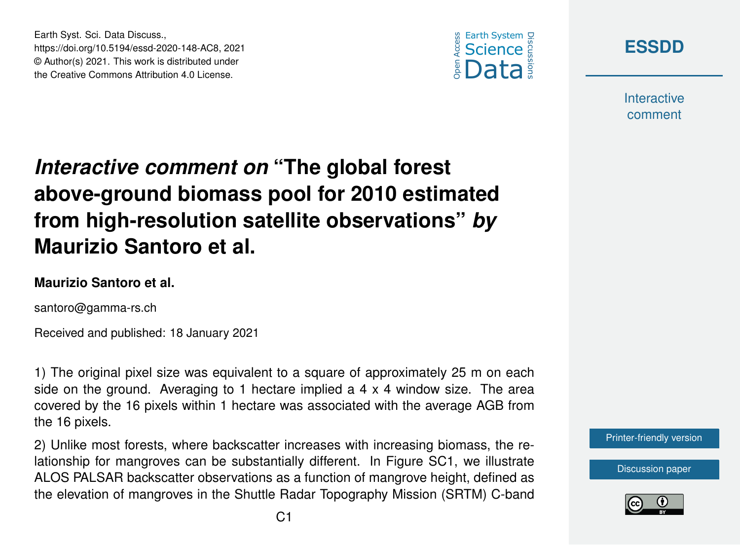# *Interactive comment on* "The global forest above-ground biomass pool for 2010 estimated from high-resolution satellite observations" *by* Maurizio Santoro et al.

**Maurizio Santoro et al.**

santoro@gamma-rs.ch

Received and published: 18 January 2021

1) The original pixel size was equivalent to a square of approximately 25 m on each side on the ground. Averaging to 1 hectare implied a 4 x 4 window size. The area covered by the 16 pixels within 1 hectare was associated with the average AGB from the 16 pixels.

2) Unlike most forests, where backscatter increases with increasing biomass, the relationship for mangroves can be substantially different. In Figure SC1, we illustrate ALOS PALSAR backscatter observations as a function of mangrove height, defined as the elevation of mangroves in the Shuttle Radar Topography Mission (SRTM) C-band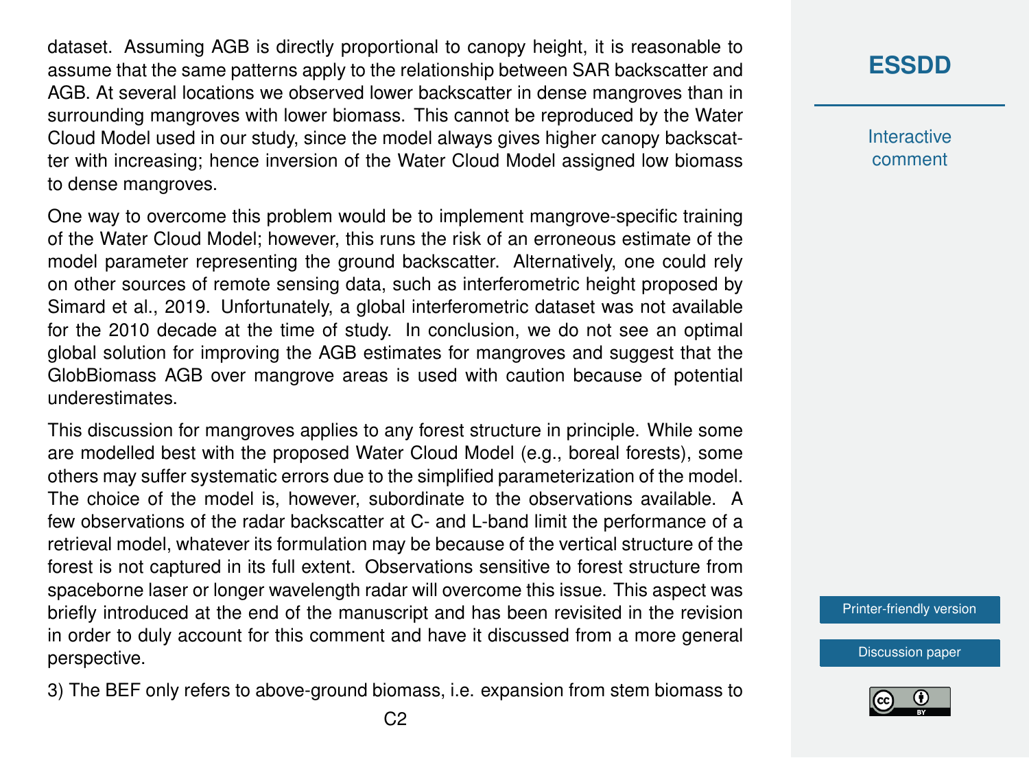dataset. Assuming AGB is directly proportional to canopy height, it is reasonable to assume that the same patterns apply to the relationship between SAR backscatter and AGB. At several locations we observed lower backscatter in dense mangroves than in surrounding mangroves with lower biomass. This cannot be reproduced by the Water Cloud Model used in our study, since the model always gives higher canopy backscatter with increasing; hence inversion of the Water Cloud Model assigned low biomass to dense mangroves.

One way to overcome this problem would be to implement mangrove-specific training of the Water Cloud Model; however, this runs the risk of an erroneous estimate of the model parameter representing the ground backscatter. Alternatively, one could rely on other sources of remote sensing data, such as interferometric height proposed by Simard et al., 2019. Unfortunately, a global interferometric dataset was not available for the 2010 decade at the time of study. In conclusion, we do not see an optimal global solution for improving the AGB estimates for mangroves and suggest that the GlobBiomass AGB over mangrove areas is used with caution because of potential underestimates.

This discussion for mangroves applies to any forest structure in principle. While some are modelled best with the proposed Water Cloud Model (e.g., boreal forests), some others may suffer systematic errors due to the simplified parameterization of the model. The choice of the model is, however, subordinate to the observations available. A few observations of the radar backscatter at C- and L-band limit the performance of a retrieval model, whatever its formulation may be because of the vertical structure of the forest is not captured in its full extent. Observations sensitive to forest structure from spaceborne laser or longer wavelength radar will overcome this issue. This aspect was briefly introduced at the end of the manuscript and has been revisited in the revision in order to duly account for this comment and have it discussed from a more general perspective.

3) The BEF only refers to above-ground biomass, i.e. expansion from stem biomass to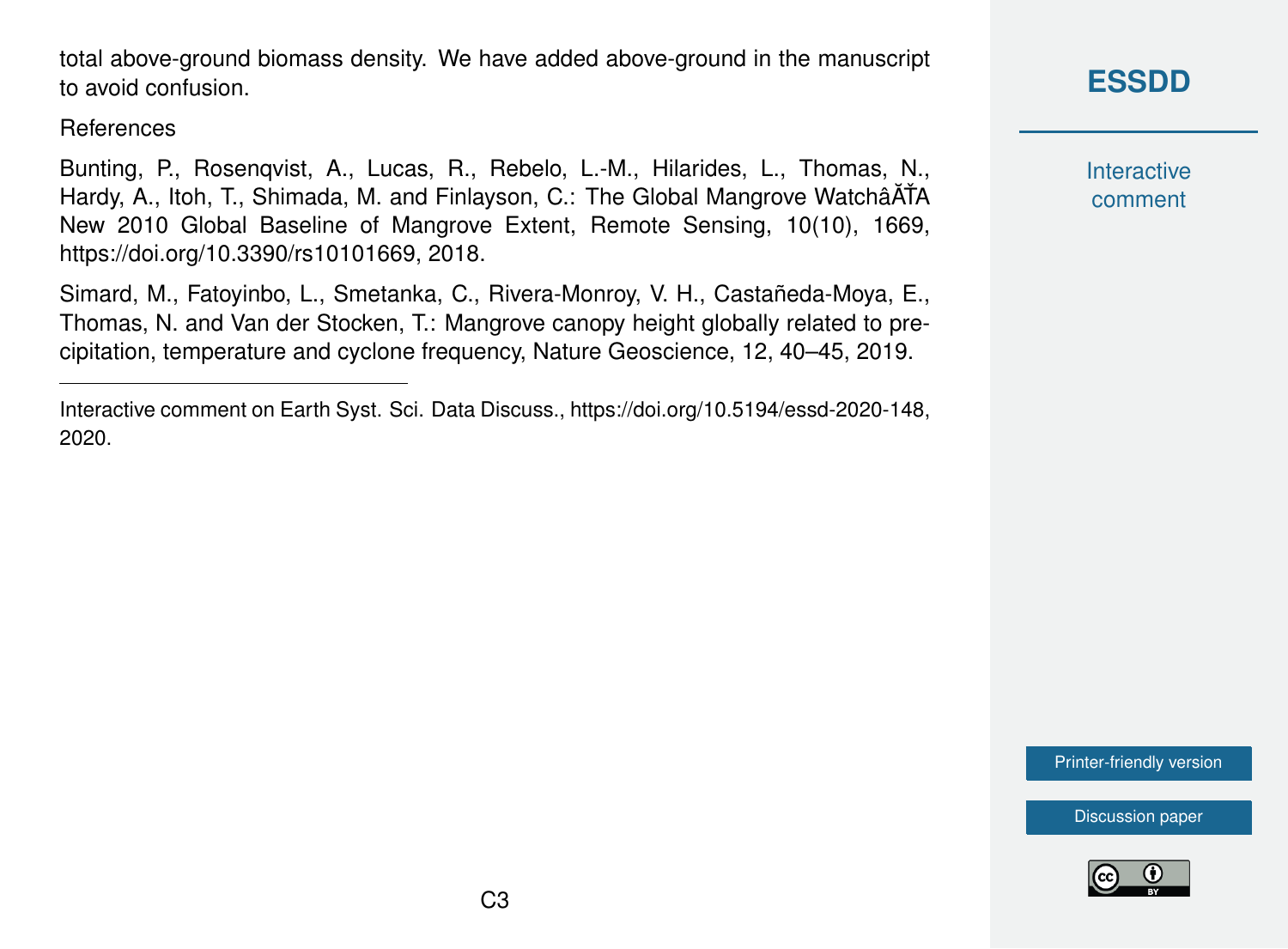total above-ground biomass density. We have added above-ground in the manuscript to avoid confusion.

References

Bunting, P., Rosenqvist, A., Lucas, R., Rebelo, L.-M., Hilarides, L., Thomas, N., Hardy, A., Itoh, T., Shimada, M. and Finlayson, C.: The Global Mangrove WatchâĂŤA New 2010 Global Baseline of Mangrove Extent, Remote Sensing, 10(10), 1669, https://doi.org/10.3390/rs10101669, 2018.

Simard, M., Fatoyinbo, L., Smetanka, C., Rivera-Monroy, V. H., Castañeda-Moya, E., Thomas, N. and Van der Stocken, T.: Mangrove canopy height globally related to precipitation, temperature and cyclone frequency, Nature Geoscience, 12, 40–45, 2019.

---

Interactive comment on Earth Syst. Sci. Data Discuss., https://doi.org/10.5194/essd-2020-148, 2020.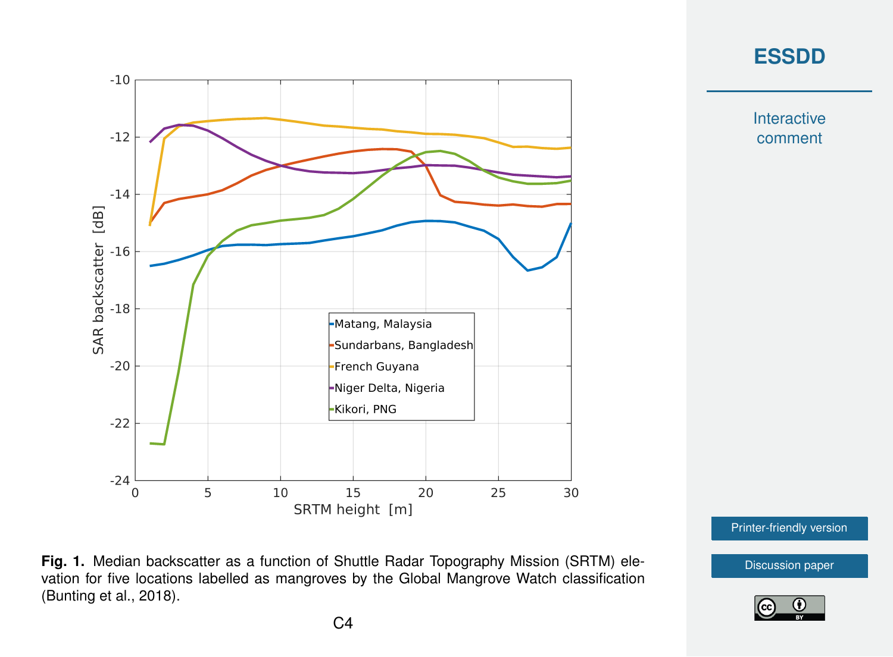SAR backscatter [dB]

-10
-12
-14
-16
-18
-20
-22
-24

0
5
10
15
20
25
30

SRTM height [m]

Matang, Malaysia
Sundarbans, Bangladesh
French Guyana
Niger Delta, Nigeria
Kikori, PNG

**Fig. 1.** Median backscatter as a function of Shuttle Radar Topography Mission (SRTM) elevation for five locations labelled as mangroves by the Global Mangrove Watch classification (Bunting et al., 2018).